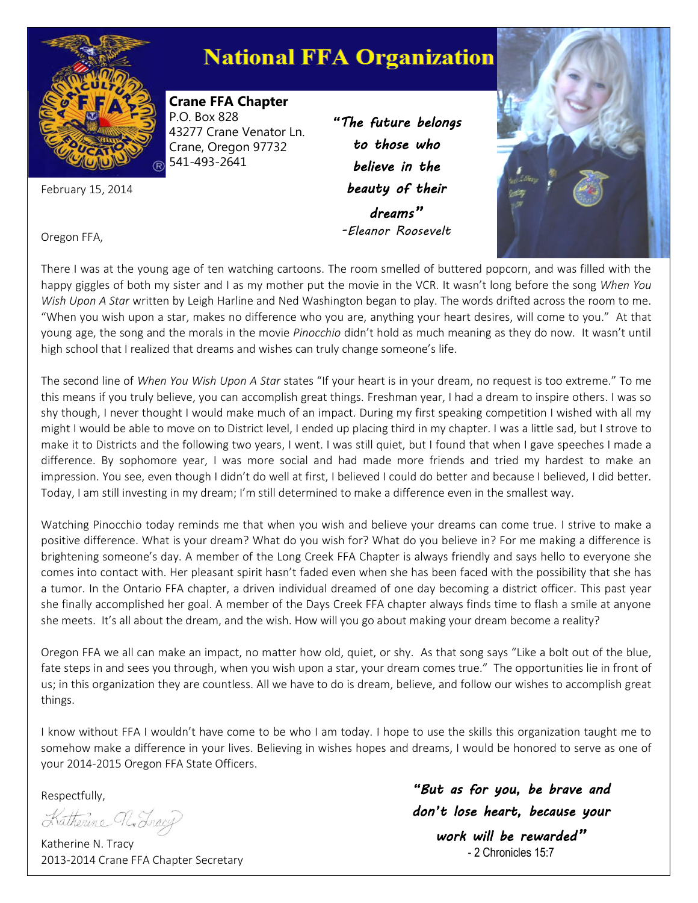# National FFA Organization

**Crane FFA Chapter**
P.O. Box 828
43277 Crane Venator Ln.
Crane, Oregon 97732
541-493-2641

*"The future belongs to those who believe in the beauty of their dreams"*
*-Eleanor Roosevelt*

February 15, 2014

Oregon FFA,

There I was at the young age of ten watching cartoons. The room smelled of buttered popcorn, and was filled with the happy giggles of both my sister and I as my mother put the movie in the VCR. It wasn't long before the song *When You Wish Upon A Star* written by Leigh Harline and Ned Washington began to play. The words drifted across the room to me. "When you wish upon a star, makes no difference who you are, anything your heart desires, will come to you." At that young age, the song and the morals in the movie *Pinocchio* didn't hold as much meaning as they do now. It wasn't until high school that I realized that dreams and wishes can truly change someone's life.

The second line of *When You Wish Upon A Star* states "If your heart is in your dream, no request is too extreme." To me this means if you truly believe, you can accomplish great things. Freshman year, I had a dream to inspire others. I was so shy though, I never thought I would make much of an impact. During my first speaking competition I wished with all my might I would be able to move on to District level, I ended up placing third in my chapter. I was a little sad, but I strove to make it to Districts and the following two years, I went. I was still quiet, but I found that when I gave speeches I made a difference. By sophomore year, I was more social and had made more friends and tried my hardest to make an impression. You see, even though I didn't do well at first, I believed I could do better and because I believed, I did better. Today, I am still investing in my dream; I'm still determined to make a difference even in the smallest way.

Watching Pinocchio today reminds me that when you wish and believe your dreams can come true. I strive to make a positive difference. What is your dream? What do you wish for? What do you believe in? For me making a difference is brightening someone's day. A member of the Long Creek FFA Chapter is always friendly and says hello to everyone she comes into contact with. Her pleasant spirit hasn't faded even when she has been faced with the possibility that she has a tumor. In the Ontario FFA chapter, a driven individual dreamed of one day becoming a district officer. This past year she finally accomplished her goal. A member of the Days Creek FFA chapter always finds time to flash a smile at anyone she meets. It's all about the dream, and the wish. How will you go about making your dream become a reality?

Oregon FFA we all can make an impact, no matter how old, quiet, or shy. As that song says "Like a bolt out of the blue, fate steps in and sees you through, when you wish upon a star, your dream comes true." The opportunities lie in front of us; in this organization they are countless. All we have to do is dream, believe, and follow our wishes to accomplish great things.

I know without FFA I wouldn't have come to be who I am today. I hope to use the skills this organization taught me to somehow make a difference in your lives. Believing in wishes hopes and dreams, I would be honored to serve as one of your 2014-2015 Oregon FFA State Officers.

Respectfully,

*Katherine N. Tracy*

Katherine N. Tracy
2013-2014 Crane FFA Chapter Secretary

*"But as for you, be brave and don't lose heart, because your work will be rewarded"*
- 2 Chronicles 15:7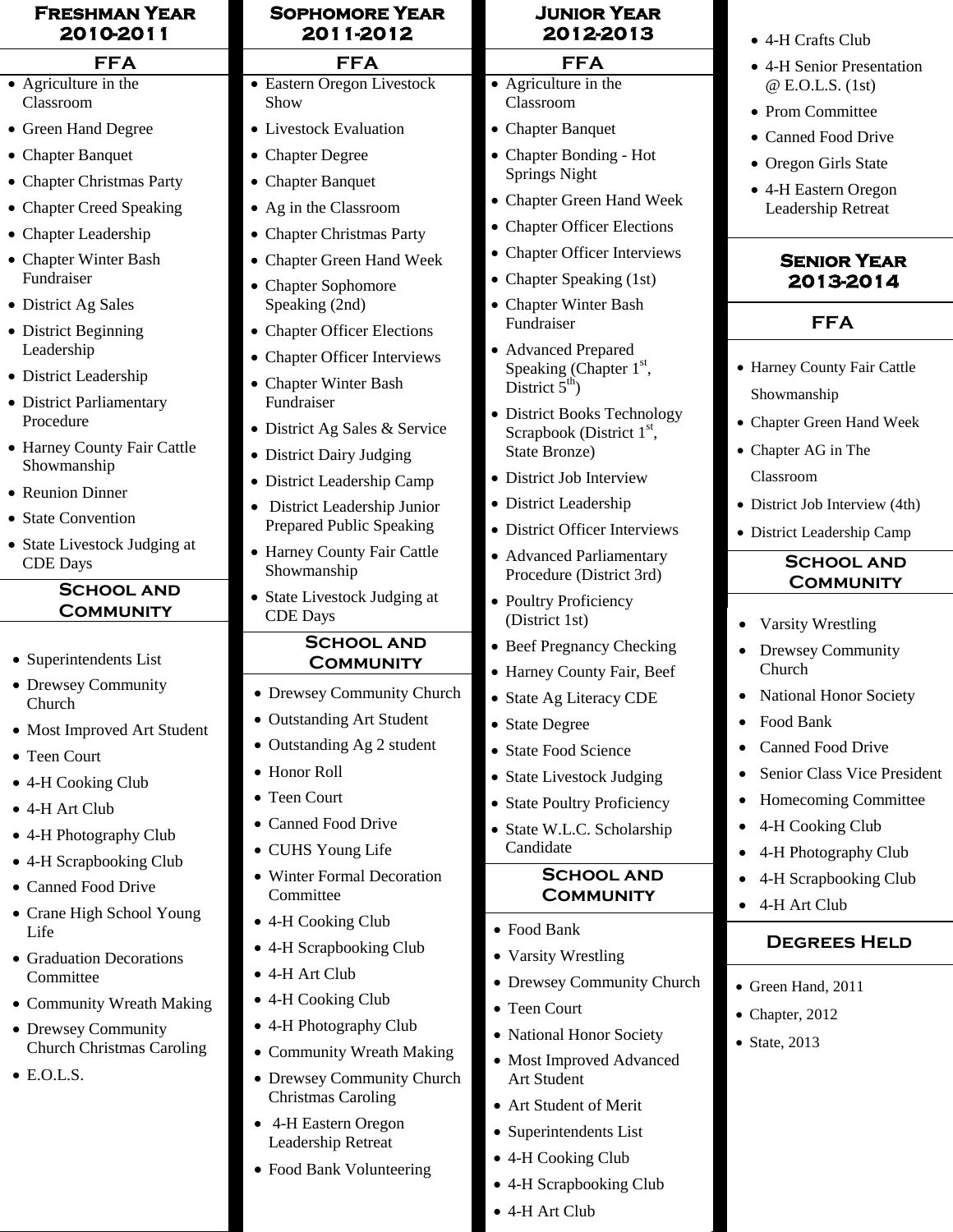## Freshman Year 2010-2011

### FFA

- Agriculture in the Classroom
- Green Hand Degree
- Chapter Banquet
- Chapter Christmas Party
- Chapter Creed Speaking
- Chapter Leadership
- Chapter Winter Bash Fundraiser
- District Ag Sales
- District Beginning Leadership
- District Leadership
- District Parliamentary Procedure
- Harney County Fair Cattle Showmanship
- Reunion Dinner
- State Convention
- State Livestock Judging at CDE Days

### School and Community

- Superintendents List
- Drewsey Community Church
- Most Improved Art Student
- Teen Court
- 4-H Cooking Club
- 4-H Art Club
- 4-H Photography Club
- 4-H Scrapbooking Club
- Canned Food Drive
- Crane High School Young Life
- Graduation Decorations Committee
- Community Wreath Making
- Drewsey Community Church Christmas Caroling
- E.O.L.S.

## Sophomore Year 2011-2012

### FFA

- Eastern Oregon Livestock Show
- Livestock Evaluation
- Chapter Degree
- Chapter Banquet
- Ag in the Classroom
- Chapter Christmas Party
- Chapter Green Hand Week
- Chapter Sophomore Speaking (2nd)
- Chapter Officer Elections
- Chapter Officer Interviews
- Chapter Winter Bash Fundraiser
- District Ag Sales & Service
- District Dairy Judging
- District Leadership Camp
- District Leadership Junior Prepared Public Speaking
- Harney County Fair Cattle Showmanship
- State Livestock Judging at CDE Days

### School and Community

- Drewsey Community Church
- Outstanding Art Student
- Outstanding Ag 2 student
- Honor Roll
- Teen Court
- Canned Food Drive
- CUHS Young Life
- Winter Formal Decoration Committee
- 4-H Cooking Club
- 4-H Scrapbooking Club
- 4-H Art Club
- 4-H Cooking Club
- 4-H Photography Club
- Community Wreath Making
- Drewsey Community Church Christmas Caroling
- 4-H Eastern Oregon Leadership Retreat
- Food Bank Volunteering

## Junior Year 2012-2013

### FFA

- Agriculture in the Classroom
- Chapter Banquet
- Chapter Bonding - Hot Springs Night
- Chapter Green Hand Week
- Chapter Officer Elections
- Chapter Officer Interviews
- Chapter Speaking (1st)
- Chapter Winter Bash Fundraiser
- Advanced Prepared Speaking (Chapter 1st, District 5th)
- District Books Technology Scrapbook (District 1st, State Bronze)
- District Job Interview
- District Leadership
- District Officer Interviews
- Advanced Parliamentary Procedure (District 3rd)
- Poultry Proficiency (District 1st)
- Beef Pregnancy Checking
- Harney County Fair, Beef
- State Ag Literacy CDE
- State Degree
- State Food Science
- State Livestock Judging
- State Poultry Proficiency
- State W.L.C. Scholarship Candidate

### School and Community

- Food Bank
- Varsity Wrestling
- Drewsey Community Church
- Teen Court
- National Honor Society
- Most Improved Advanced Art Student
- Art Student of Merit
- Superintendents List
- 4-H Cooking Club
- 4-H Scrapbooking Club
- 4-H Art Club
- 4-H Crafts Club
- 4-H Senior Presentation @ E.O.L.S. (1st)
- Prom Committee
- Canned Food Drive
- Oregon Girls State
- 4-H Eastern Oregon Leadership Retreat

## Senior Year 2013-2014

### FFA

- Harney County Fair Cattle Showmanship
- Chapter Green Hand Week
- Chapter AG in The Classroom
- District Job Interview (4th)
- District Leadership Camp

### School and Community

- Varsity Wrestling
- Drewsey Community Church
- National Honor Society
- Food Bank
- Canned Food Drive
- Senior Class Vice President
- Homecoming Committee
- 4-H Cooking Club
- 4-H Photography Club
- 4-H Scrapbooking Club
- 4-H Art Club

### Degrees Held

- Green Hand, 2011
- Chapter, 2012
- State, 2013